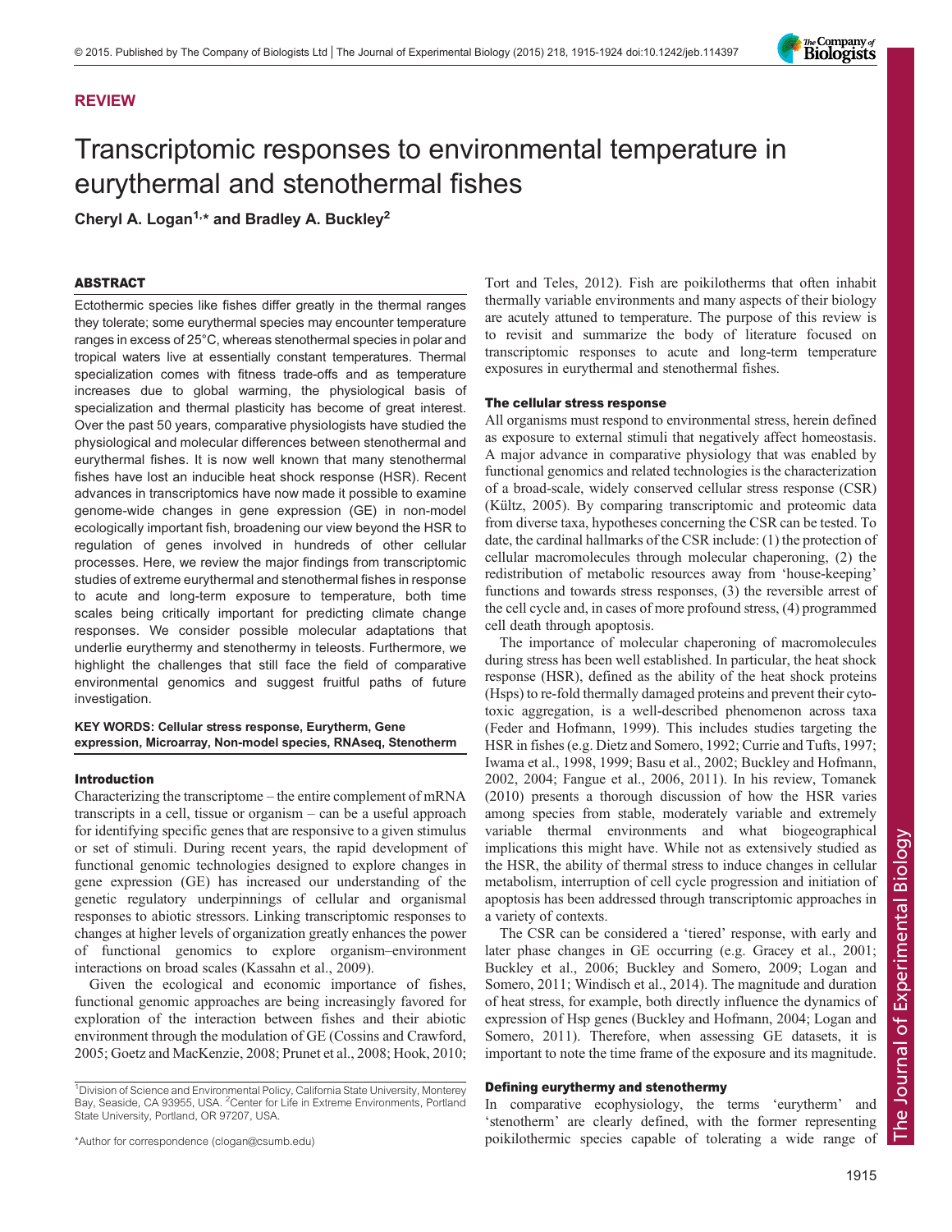## REVIEW

# Transcriptomic responses to environmental temperature in eurythermal and stenothermal fishes

**Cheryl A. Logan[1,*] and Bradley A. Buckley[2]**

### ABSTRACT

Ectothermic species like fishes differ greatly in the thermal ranges they tolerate; some eurythermal species may encounter temperature ranges in excess of 25°C, whereas stenothermal species in polar and tropical waters live at essentially constant temperatures. Thermal specialization comes with fitness trade-offs and as temperature increases due to global warming, the physiological basis of specialization and thermal plasticity has become of great interest. Over the past 50 years, comparative physiologists have studied the physiological and molecular differences between stenothermal and eurythermal fishes. It is now well known that many stenothermal fishes have lost an inducible heat shock response (HSR). Recent advances in transcriptomics have now made it possible to examine genome-wide changes in gene expression (GE) in non-model ecologically important fish, broadening our view beyond the HSR to regulation of genes involved in hundreds of other cellular processes. Here, we review the major findings from transcriptomic studies of extreme eurythermal and stenothermal fishes in response to acute and long-term exposure to temperature, both time scales being critically important for predicting climate change responses. We consider possible molecular adaptations that underlie eurythermy and stenothermy in teleosts. Furthermore, we highlight the challenges that still face the field of comparative environmental genomics and suggest fruitful paths of future investigation.

**KEY WORDS: Cellular stress response, Eurytherm, Gene expression, Microarray, Non-model species, RNAseq, Stenotherm**

### Introduction

Characterizing the transcriptome – the entire complement of mRNA transcripts in a cell, tissue or organism – can be a useful approach for identifying specific genes that are responsive to a given stimulus or set of stimuli. During recent years, the rapid development of functional genomic technologies designed to explore changes in gene expression (GE) has increased our understanding of the genetic regulatory underpinnings of cellular and organismal responses to abiotic stressors. Linking transcriptomic responses to changes at higher levels of organization greatly enhances the power of functional genomics to explore organism–environment interactions on broad scales (Kassahn et al., 2009).

Given the ecological and economic importance of fishes, functional genomic approaches are being increasingly favored for exploration of the interaction between fishes and their abiotic environment through the modulation of GE (Cossins and Crawford, 2005; Goetz and MacKenzie, 2008; Prunet et al., 2008; Hook, 2010; Tort and Teles, 2012). Fish are poikilotherms that often inhabit thermally variable environments and many aspects of their biology are acutely attuned to temperature. The purpose of this review is to revisit and summarize the body of literature focused on transcriptomic responses to acute and long-term temperature exposures in eurythermal and stenothermal fishes.

### The cellular stress response

All organisms must respond to environmental stress, herein defined as exposure to external stimuli that negatively affect homeostasis. A major advance in comparative physiology that was enabled by functional genomics and related technologies is the characterization of a broad-scale, widely conserved cellular stress response (CSR) (Kültz, 2005). By comparing transcriptomic and proteomic data from diverse taxa, hypotheses concerning the CSR can be tested. To date, the cardinal hallmarks of the CSR include: (1) the protection of cellular macromolecules through molecular chaperoning, (2) the redistribution of metabolic resources away from 'house-keeping' functions and towards stress responses, (3) the reversible arrest of the cell cycle and, in cases of more profound stress, (4) programmed cell death through apoptosis.

The importance of molecular chaperoning of macromolecules during stress has been well established. In particular, the heat shock response (HSR), defined as the ability of the heat shock proteins (Hsps) to re-fold thermally damaged proteins and prevent their cytotoxic aggregation, is a well-described phenomenon across taxa (Feder and Hofmann, 1999). This includes studies targeting the HSR in fishes (e.g. Dietz and Somero, 1992; Currie and Tufts, 1997; Iwama et al., 1998, 1999; Basu et al., 2002; Buckley and Hofmann, 2002, 2004; Fangue et al., 2006, 2011). In his review, Tomanek (2010) presents a thorough discussion of how the HSR varies among species from stable, moderately variable and extremely variable thermal environments and what biogeographical implications this might have. While not as extensively studied as the HSR, the ability of thermal stress to induce changes in cellular metabolism, interruption of cell cycle progression and initiation of apoptosis has been addressed through transcriptomic approaches in a variety of contexts.

The CSR can be considered a 'tiered' response, with early and later phase changes in GE occurring (e.g. Gracey et al., 2001; Buckley et al., 2006; Buckley and Somero, 2009; Logan and Somero, 2011; Windisch et al., 2014). The magnitude and duration of heat stress, for example, both directly influence the dynamics of expression of Hsp genes (Buckley and Hofmann, 2004; Logan and Somero, 2011). Therefore, when assessing GE datasets, it is important to note the time frame of the exposure and its magnitude.

### Defining eurythermy and stenothermy

In comparative ecophysiology, the terms 'eurytherm' and 'stenotherm' are clearly defined, with the former representing poikilothermic species capable of tolerating a wide range of

[1]Division of Science and Environmental Policy, California State University, Monterey Bay, Seaside, CA 93955, USA. [2]Center for Life in Extreme Environments, Portland State University, Portland, OR 97207, USA.

*Author for correspondence (clogan@csumb.edu)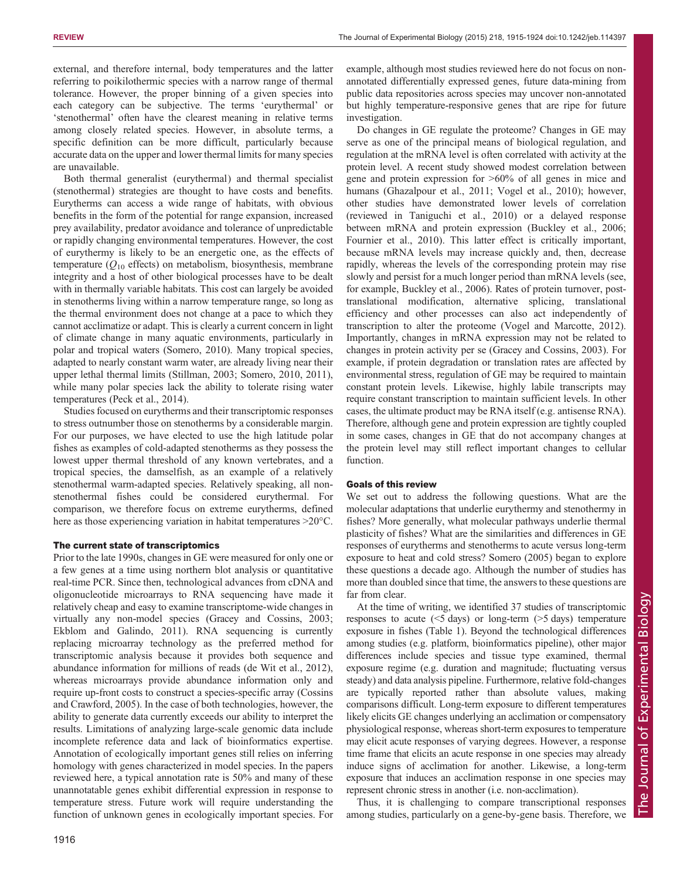external, and therefore internal, body temperatures and the latter referring to poikilothermic species with a narrow range of thermal tolerance. However, the proper binning of a given species into each category can be subjective. The terms 'eurythermal' or 'stenothermal' often have the clearest meaning in relative terms among closely related species. However, in absolute terms, a specific definition can be more difficult, particularly because accurate data on the upper and lower thermal limits for many species are unavailable.

Both thermal generalist (eurythermal) and thermal specialist (stenothermal) strategies are thought to have costs and benefits. Eurytherms can access a wide range of habitats, with obvious benefits in the form of the potential for range expansion, increased prey availability, predator avoidance and tolerance of unpredictable or rapidly changing environmental temperatures. However, the cost of eurythermy is likely to be an energetic one, as the effects of temperature ($Q_{10}$ effects) on metabolism, biosynthesis, membrane integrity and a host of other biological processes have to be dealt with in thermally variable habitats. This cost can largely be avoided in stenotherms living within a narrow temperature range, so long as the thermal environment does not change at a pace to which they cannot acclimatize or adapt. This is clearly a current concern in light of climate change in many aquatic environments, particularly in polar and tropical waters (Somero, 2010). Many tropical species, adapted to nearly constant warm water, are already living near their upper lethal thermal limits (Stillman, 2003; Somero, 2010, 2011), while many polar species lack the ability to tolerate rising water temperatures (Peck et al., 2014).

Studies focused on eurytherms and their transcriptomic responses to stress outnumber those on stenotherms by a considerable margin. For our purposes, we have elected to use the high latitude polar fishes as examples of cold-adapted stenotherms as they possess the lowest upper thermal threshold of any known vertebrates, and a tropical species, the damselfish, as an example of a relatively stenothermal warm-adapted species. Relatively speaking, all non-stenothermal fishes could be considered eurythermal. For comparison, we therefore focus on extreme eurytherms, defined here as those experiencing variation in habitat temperatures >20°C.

### The current state of transcriptomics

Prior to the late 1990s, changes in GE were measured for only one or a few genes at a time using northern blot analysis or quantitative real-time PCR. Since then, technological advances from cDNA and oligonucleotide microarrays to RNA sequencing have made it relatively cheap and easy to examine transcriptome-wide changes in virtually any non-model species (Gracey and Cossins, 2003; Ekblom and Galindo, 2011). RNA sequencing is currently replacing microarray technology as the preferred method for transcriptomic analysis because it provides both sequence and abundance information for millions of reads (de Wit et al., 2012), whereas microarrays provide abundance information only and require up-front costs to construct a species-specific array (Cossins and Crawford, 2005). In the case of both technologies, however, the ability to generate data currently exceeds our ability to interpret the results. Limitations of analyzing large-scale genomic data include incomplete reference data and lack of bioinformatics expertise. Annotation of ecologically important genes still relies on inferring homology with genes characterized in model species. In the papers reviewed here, a typical annotation rate is 50% and many of these unannotatable genes exhibit differential expression in response to temperature stress. Future work will require understanding the function of unknown genes in ecologically important species. For example, although most studies reviewed here do not focus on non-annotated differentially expressed genes, future data-mining from public data repositories across species may uncover non-annotated but highly temperature-responsive genes that are ripe for future investigation.

Do changes in GE regulate the proteome? Changes in GE may serve as one of the principal means of biological regulation, and regulation at the mRNA level is often correlated with activity at the protein level. A recent study showed modest correlation between gene and protein expression for >60% of all genes in mice and humans (Ghazalpour et al., 2011; Vogel et al., 2010); however, other studies have demonstrated lower levels of correlation (reviewed in Taniguchi et al., 2010) or a delayed response between mRNA and protein expression (Buckley et al., 2006; Fournier et al., 2010). This latter effect is critically important, because mRNA levels may increase quickly and, then, decrease rapidly, whereas the levels of the corresponding protein may rise slowly and persist for a much longer period than mRNA levels (see, for example, Buckley et al., 2006). Rates of protein turnover, post-translational modification, alternative splicing, translational efficiency and other processes can also act independently of transcription to alter the proteome (Vogel and Marcotte, 2012). Importantly, changes in mRNA expression may not be related to changes in protein activity per se (Gracey and Cossins, 2003). For example, if protein degradation or translation rates are affected by environmental stress, regulation of GE may be required to maintain constant protein levels. Likewise, highly labile transcripts may require constant transcription to maintain sufficient levels. In other cases, the ultimate product may be RNA itself (e.g. antisense RNA). Therefore, although gene and protein expression are tightly coupled in some cases, changes in GE that do not accompany changes at the protein level may still reflect important changes to cellular function.

### Goals of this review

We set out to address the following questions. What are the molecular adaptations that underlie eurythermy and stenothermy in fishes? More generally, what molecular pathways underlie thermal plasticity of fishes? What are the similarities and differences in GE responses of eurytherms and stenotherms to acute versus long-term exposure to heat and cold stress? Somero (2005) began to explore these questions a decade ago. Although the number of studies has more than doubled since that time, the answers to these questions are far from clear.

At the time of writing, we identified 37 studies of transcriptomic responses to acute (<5 days) or long-term (>5 days) temperature exposure in fishes (Table 1). Beyond the technological differences among studies (e.g. platform, bioinformatics pipeline), other major differences include species and tissue type examined, thermal exposure regime (e.g. duration and magnitude; fluctuating versus steady) and data analysis pipeline. Furthermore, relative fold-changes are typically reported rather than absolute values, making comparisons difficult. Long-term exposure to different temperatures likely elicits GE changes underlying an acclimation or compensatory physiological response, whereas short-term exposures to temperature may elicit acute responses of varying degrees. However, a response time frame that elicits an acute response in one species may already induce signs of acclimation for another. Likewise, a long-term exposure that induces an acclimation response in one species may represent chronic stress in another (i.e. non-acclimation).

Thus, it is challenging to compare transcriptional responses among studies, particularly on a gene-by-gene basis. Therefore, we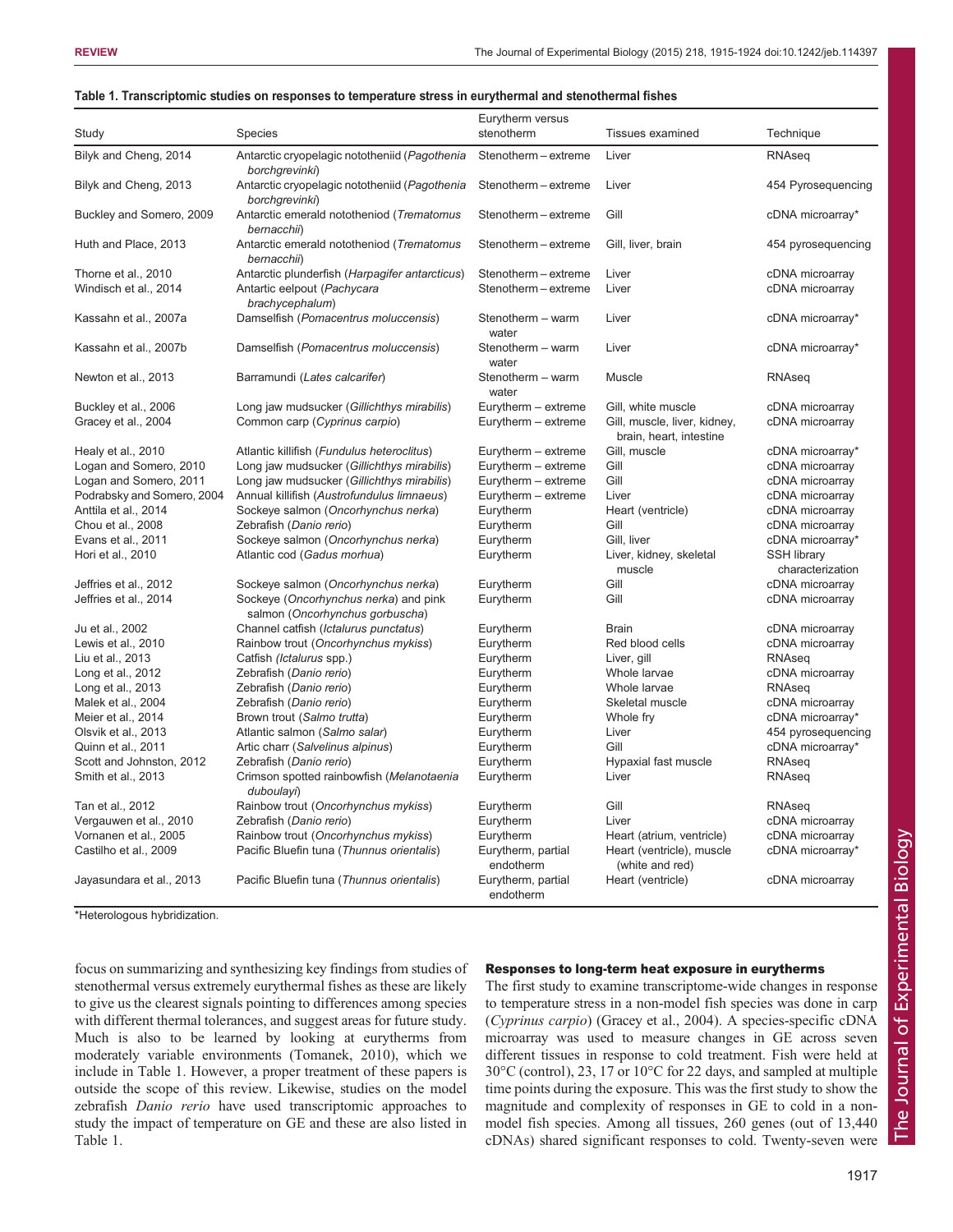**Table 1. Transcriptomic studies on responses to temperature stress in eurythermal and stenothermal fishes**

| Study | Species | Eurytherm versus stenotherm | Tissues examined | Technique |
|---|---|---|---|---|
| Bilyk and Cheng, 2014 | Antarctic cryopelagic nototheniid (*Pagothenia borchgrevinki*) | Stenotherm – extreme | Liver | RNAseq |
| Bilyk and Cheng, 2013 | Antarctic cryopelagic nototheniid (*Pagothenia borchgrevinki*) | Stenotherm – extreme | Liver | 454 Pyrosequencing |
| Buckley and Somero, 2009 | Antarctic emerald notothenoid (*Trematomus bernacchii*) | Stenotherm – extreme | Gill | cDNA microarray* |
| Huth and Place, 2013 | Antarctic emerald notothenoid (*Trematomus bernacchii*) | Stenotherm – extreme | Gill, liver, brain | 454 pyrosequencing |
| Thorne et al., 2010 | Antarctic plunderfish (*Harpagifer antarcticus*) | Stenotherm – extreme | Liver | cDNA microarray |
| Windisch et al., 2014 | Antartic eelpout (*Pachycara brachycephalum*) | Stenotherm – extreme | Liver | cDNA microarray |
| Kassahn et al., 2007a | Damselfish (*Pomacentrus moluccensis*) | Stenotherm – warm water | Liver | cDNA microarray* |
| Kassahn et al., 2007b | Damselfish (*Pomacentrus moluccensis*) | Stenotherm – warm water | Liver | cDNA microarray* |
| Newton et al., 2013 | Barramundi (*Lates calcarifer*) | Stenotherm – warm water | Muscle | RNAseq |
| Buckley et al., 2006 | Long jaw mudsucker (*Gillichthys mirabilis*) | Eurytherm – extreme | Gill, white muscle | cDNA microarray |
| Gracey et al., 2004 | Common carp (*Cyprinus carpio*) | Eurytherm – extreme | Gill, muscle, liver, kidney, brain, heart, intestine | cDNA microarray |
| Healy et al., 2010 | Atlantic killifish (*Fundulus heteroclitus*) | Eurytherm – extreme | Gill, muscle | cDNA microarray* |
| Logan and Somero, 2010 | Long jaw mudsucker (*Gillichthys mirabilis*) | Eurytherm – extreme | Gill | cDNA microarray |
| Logan and Somero, 2011 | Long jaw mudsucker (*Gillichthys mirabilis*) | Eurytherm – extreme | Gill | cDNA microarray |
| Podrabsky and Somero, 2004 | Annual killifish (*Austrofundulus limnaeus*) | Eurytherm – extreme | Liver | cDNA microarray |
| Anttila et al., 2014 | Sockeye salmon (*Oncorhynchus nerka*) | Eurytherm | Heart (ventricle) | cDNA microarray |
| Chou et al., 2008 | Zebrafish (*Danio rerio*) | Eurytherm | Gill | cDNA microarray |
| Evans et al., 2011 | Sockeye salmon (*Oncorhynchus nerka*) | Eurytherm | Gill, liver | cDNA microarray* |
| Hori et al., 2010 | Atlantic cod (*Gadus morhua*) | Eurytherm | Liver, kidney, skeletal muscle | SSH library characterization |
| Jeffries et al., 2012 | Sockeye salmon (*Oncorhynchus nerka*) | Eurytherm | Gill | cDNA microarray |
| Jeffries et al., 2014 | Sockeye (*Oncorhynchus nerka*) and pink salmon (*Oncorhynchus gorbuscha*) | Eurytherm | Gill | cDNA microarray |
| Ju et al., 2002 | Channel catfish (*Ictalurus punctatus*) | Eurytherm | Brain | cDNA microarray |
| Lewis et al., 2010 | Rainbow trout (*Oncorhynchus mykiss*) | Eurytherm | Red blood cells | cDNA microarray |
| Liu et al., 2013 | Catfish (*Ictalurus* spp.) | Eurytherm | Liver, gill | RNAseq |
| Long et al., 2012 | Zebrafish (*Danio rerio*) | Eurytherm | Whole larvae | cDNA microarray |
| Long et al., 2013 | Zebrafish (*Danio rerio*) | Eurytherm | Whole larvae | RNAseq |
| Malek et al., 2004 | Zebrafish (*Danio rerio*) | Eurytherm | Skeletal muscle | cDNA microarray |
| Meier et al., 2014 | Brown trout (*Salmo trutta*) | Eurytherm | Whole fry | cDNA microarray* |
| Olsvik et al., 2013 | Atlantic salmon (*Salmo salar*) | Eurytherm | Liver | 454 pyrosequencing |
| Quinn et al., 2011 | Artic charr (*Salvelinus alpinus*) | Eurytherm | Gill | cDNA microarray* |
| Scott and Johnston, 2012 | Zebrafish (*Danio rerio*) | Eurytherm | Hypaxial fast muscle | RNAseq |
| Smith et al., 2013 | Crimson spotted rainbowfish (*Melanotaenia duboulayi*) | Eurytherm | Liver | RNAseq |
| Tan et al., 2012 | Rainbow trout (*Oncorhynchus mykiss*) | Eurytherm | Gill | RNAseq |
| Vergauwen et al., 2010 | Zebrafish (*Danio rerio*) | Eurytherm | Liver | cDNA microarray |
| Vornanen et al., 2005 | Rainbow trout (*Oncorhynchus mykiss*) | Eurytherm | Heart (atrium, ventricle) | cDNA microarray |
| Castilho et al., 2009 | Pacific Bluefin tuna (*Thunnus orientalis*) | Eurytherm, partial endotherm | Heart (ventricle), muscle (white and red) | cDNA microarray* |
| Jayasundara et al., 2013 | Pacific Bluefin tuna (*Thunnus orientalis*) | Eurytherm, partial endotherm | Heart (ventricle) | cDNA microarray |

*Heterologous hybridization.

focus on summarizing and synthesizing key findings from studies of stenothermal versus extremely eurythermal fishes as these are likely to give us the clearest signals pointing to differences among species with different thermal tolerances, and suggest areas for future study. Much is also to be learned by looking at eurytherms from moderately variable environments (Tomanek, 2010), which we include in Table 1. However, a proper treatment of these papers is outside the scope of this review. Likewise, studies on the model zebrafish *Danio rerio* have used transcriptomic approaches to study the impact of temperature on GE and these are also listed in Table 1.

### Responses to long-term heat exposure in eurytherms

The first study to examine transcriptome-wide changes in response to temperature stress in a non-model fish species was done in carp (*Cyprinus carpio*) (Gracey et al., 2004). A species-specific cDNA microarray was used to measure changes in GE across seven different tissues in response to cold treatment. Fish were held at 30°C (control), 23, 17 or 10°C for 22 days, and sampled at multiple time points during the exposure. This was the first study to show the magnitude and complexity of responses in GE to cold in a non-model fish species. Among all tissues, 260 genes (out of 13,440 cDNAs) shared significant responses to cold. Twenty-seven were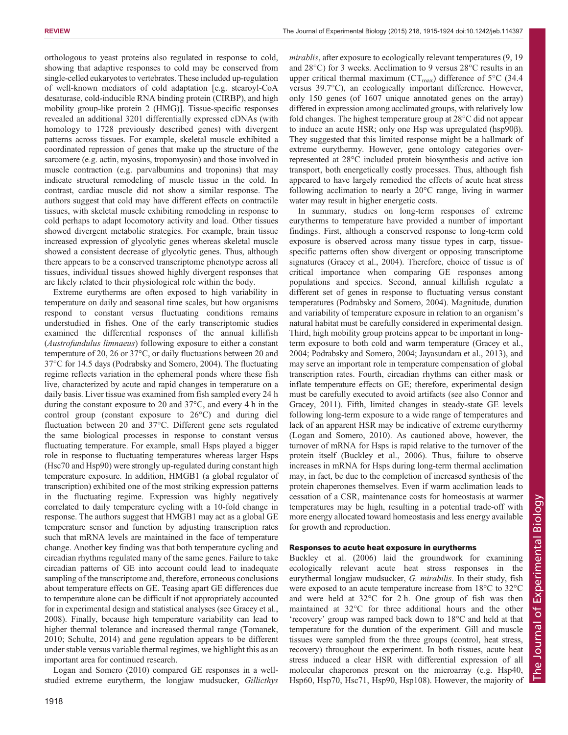orthologous to yeast proteins also regulated in response to cold, showing that adaptive responses to cold may be conserved from single-celled eukaryotes to vertebrates. These included up-regulation of well-known mediators of cold adaptation [e.g. stearoyl-CoA desaturase, cold-inducible RNA binding protein (CIRBP), and high mobility group-like protein 2 (HMG)]. Tissue-specific responses revealed an additional 3201 differentially expressed cDNAs (with homology to 1728 previously described genes) with divergent patterns across tissues. For example, skeletal muscle exhibited a coordinated repression of genes that make up the structure of the sarcomere (e.g. actin, myosins, tropomyosin) and those involved in muscle contraction (e.g. parvalbumins and troponins) that may indicate structural remodeling of muscle tissue in the cold. In contrast, cardiac muscle did not show a similar response. The authors suggest that cold may have different effects on contractile tissues, with skeletal muscle exhibiting remodeling in response to cold perhaps to adapt locomotory activity and load. Other tissues showed divergent metabolic strategies. For example, brain tissue increased expression of glycolytic genes whereas skeletal muscle showed a consistent decrease of glycolytic genes. Thus, although there appears to be a conserved transcriptome phenotype across all tissues, individual tissues showed highly divergent responses that are likely related to their physiological role within the body.

Extreme eurytherms are often exposed to high variability in temperature on daily and seasonal time scales, but how organisms respond to constant versus fluctuating conditions remains understudied in fishes. One of the early transcriptomic studies examined the differential responses of the annual killifish (*Austrofundulus limnaeus*) following exposure to either a constant temperature of 20, 26 or 37°C, or daily fluctuations between 20 and 37°C for 14.5 days (Podrabsky and Somero, 2004). The fluctuating regime reflects variation in the ephemeral ponds where these fish live, characterized by acute and rapid changes in temperature on a daily basis. Liver tissue was examined from fish sampled every 24 h during the constant exposure to 20 and 37°C, and every 4 h in the control group (constant exposure to 26°C) and during diel fluctuation between 20 and 37°C. Different gene sets regulated the same biological processes in response to constant versus fluctuating temperature. For example, small Hsps played a bigger role in response to fluctuating temperatures whereas larger Hsps (Hsc70 and Hsp90) were strongly up-regulated during constant high temperature exposure. In addition, HMGB1 (a global regulator of transcription) exhibited one of the most striking expression patterns in the fluctuating regime. Expression was highly negatively correlated to daily temperature cycling with a 10-fold change in response. The authors suggest that HMGB1 may act as a global GE temperature sensor and function by adjusting transcription rates such that mRNA levels are maintained in the face of temperature change. Another key finding was that both temperature cycling and circadian rhythms regulated many of the same genes. Failure to take circadian patterns of GE into account could lead to inadequate sampling of the transcriptome and, therefore, erroneous conclusions about temperature effects on GE. Teasing apart GE differences due to temperature alone can be difficult if not appropriately accounted for in experimental design and statistical analyses (see Gracey et al., 2008). Finally, because high temperature variability can lead to higher thermal tolerance and increased thermal range (Tomanek, 2010; Schulte, 2014) and gene regulation appears to be different under stable versus variable thermal regimes, we highlight this as an important area for continued research.

Logan and Somero (2010) compared GE responses in a well-studied extreme eurytherm, the longjaw mudsucker, *Gillicthys mirablis*, after exposure to ecologically relevant temperatures (9, 19 and 28°C) for 3 weeks. Acclimation to 9 versus 28°C results in an upper critical thermal maximum ($CT_{max}$) difference of 5°C (34.4 versus 39.7°C), an ecologically important difference. However, only 150 genes (of 1607 unique annotated genes on the array) differed in expression among acclimated groups, with relatively low fold changes. The highest temperature group at 28°C did not appear to induce an acute HSR; only one Hsp was upregulated (hsp90β). They suggested that this limited response might be a hallmark of extreme eurythermy. However, gene ontology categories over-represented at 28°C included protein biosynthesis and active ion transport, both energetically costly processes. Thus, although fish appeared to have largely remedied the effects of acute heat stress following acclimation to nearly a 20°C range, living in warmer water may result in higher energetic costs.

In summary, studies on long-term responses of extreme eurytherms to temperature have provided a number of important findings. First, although a conserved response to long-term cold exposure is observed across many tissue types in carp, tissue-specific patterns often show divergent or opposing transcriptome signatures (Gracey et al., 2004). Therefore, choice of tissue is of critical importance when comparing GE responses among populations and species. Second, annual killifish regulate a different set of genes in response to fluctuating versus constant temperatures (Podrabsky and Somero, 2004). Magnitude, duration and variability of temperature exposure in relation to an organism's natural habitat must be carefully considered in experimental design. Third, high mobility group proteins appear to be important in long-term exposure to both cold and warm temperature (Gracey et al., 2004; Podrabsky and Somero, 2004; Jayasundara et al., 2013), and may serve an important role in temperature compensation of global transcription rates. Fourth, circadian rhythms can either mask or inflate temperature effects on GE; therefore, experimental design must be carefully executed to avoid artifacts (see also Connor and Gracey, 2011). Fifth, limited changes in steady-state GE levels following long-term exposure to a wide range of temperatures and lack of an apparent HSR may be indicative of extreme eurythermy (Logan and Somero, 2010). As cautioned above, however, the turnover of mRNA for Hsps is rapid relative to the turnover of the protein itself (Buckley et al., 2006). Thus, failure to observe increases in mRNA for Hsps during long-term thermal acclimation may, in fact, be due to the completion of increased synthesis of the protein chaperones themselves. Even if warm acclimation leads to cessation of a CSR, maintenance costs for homeostasis at warmer temperatures may be high, resulting in a potential trade-off with more energy allocated toward homeostasis and less energy available for growth and reproduction.

### Responses to acute heat exposure in eurytherms

Buckley et al. (2006) laid the groundwork for examining ecologically relevant acute heat stress responses in the eurythermal longjaw mudsucker, *G. mirabilis*. In their study, fish were exposed to an acute temperature increase from 18°C to 32°C and were held at 32°C for 2 h. One group of fish was then maintained at 32°C for three additional hours and the other 'recovery' group was ramped back down to 18°C and held at that temperature for the duration of the experiment. Gill and muscle tissues were sampled from the three groups (control, heat stress, recovery) throughout the experiment. In both tissues, acute heat stress induced a clear HSR with differential expression of all molecular chaperones present on the microarray (e.g. Hsp40, Hsp60, Hsp70, Hsc71, Hsp90, Hsp108). However, the majority of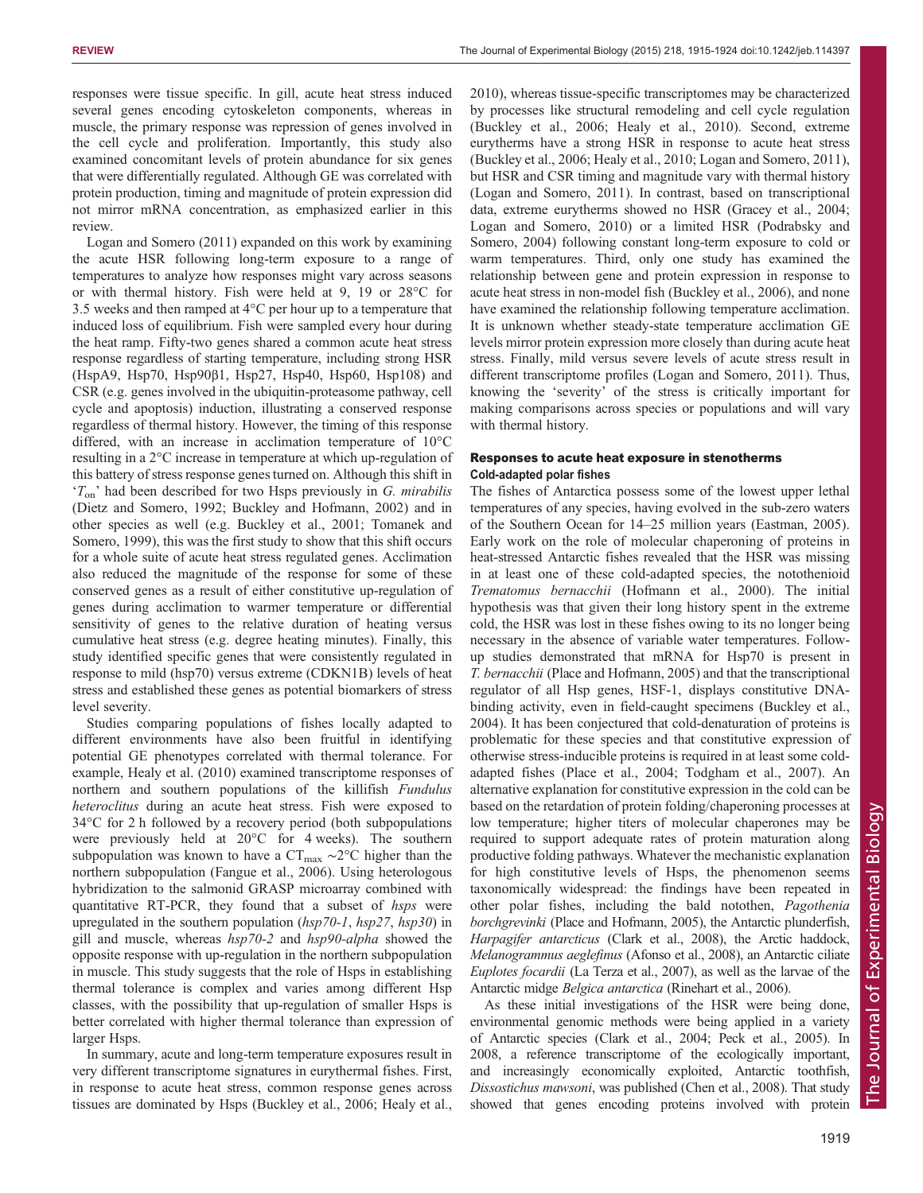responses were tissue specific. In gill, acute heat stress induced several genes encoding cytoskeleton components, whereas in muscle, the primary response was repression of genes involved in the cell cycle and proliferation. Importantly, this study also examined concomitant levels of protein abundance for six genes that were differentially regulated. Although GE was correlated with protein production, timing and magnitude of protein expression did not mirror mRNA concentration, as emphasized earlier in this review.

Logan and Somero (2011) expanded on this work by examining the acute HSR following long-term exposure to a range of temperatures to analyze how responses might vary across seasons or with thermal history. Fish were held at 9, 19 or 28°C for 3.5 weeks and then ramped at 4°C per hour up to a temperature that induced loss of equilibrium. Fish were sampled every hour during the heat ramp. Fifty-two genes shared a common acute heat stress response regardless of starting temperature, including strong HSR (HspA9, Hsp70, Hsp90β1, Hsp27, Hsp40, Hsp60, Hsp108) and CSR (e.g. genes involved in the ubiquitin-proteasome pathway, cell cycle and apoptosis) induction, illustrating a conserved response regardless of thermal history. However, the timing of this response differed, with an increase in acclimation temperature of 10°C resulting in a 2°C increase in temperature at which up-regulation of this battery of stress response genes turned on. Although this shift in '$T_{on}$' had been described for two Hsps previously in *G. mirabilis* (Dietz and Somero, 1992; Buckley and Hofmann, 2002) and in other species as well (e.g. Buckley et al., 2001; Tomanek and Somero, 1999), this was the first study to show that this shift occurs for a whole suite of acute heat stress regulated genes. Acclimation also reduced the magnitude of the response for some of these conserved genes as a result of either constitutive up-regulation of genes during acclimation to warmer temperature or differential sensitivity of genes to the relative duration of heating versus cumulative heat stress (e.g. degree heating minutes). Finally, this study identified specific genes that were consistently regulated in response to mild (hsp70) versus extreme (CDKN1B) levels of heat stress and established these genes as potential biomarkers of stress level severity.

Studies comparing populations of fishes locally adapted to different environments have also been fruitful in identifying potential GE phenotypes correlated with thermal tolerance. For example, Healy et al. (2010) examined transcriptome responses of northern and southern populations of the killifish *Fundulus heteroclitus* during an acute heat stress. Fish were exposed to 34°C for 2 h followed by a recovery period (both subpopulations were previously held at 20°C for 4 weeks). The southern subpopulation was known to have a $CT_{max}$ ~2°C higher than the northern subpopulation (Fangue et al., 2006). Using heterologous hybridization to the salmonid GRASP microarray combined with quantitative RT-PCR, they found that a subset of *hsps* were upregulated in the southern population (*hsp70-1*, *hsp27*, *hsp30*) in gill and muscle, whereas *hsp70-2* and *hsp90-alpha* showed the opposite response with up-regulation in the northern subpopulation in muscle. This study suggests that the role of Hsps in establishing thermal tolerance is complex and varies among different Hsp classes, with the possibility that up-regulation of smaller Hsps is better correlated with higher thermal tolerance than expression of larger Hsps.

In summary, acute and long-term temperature exposures result in very different transcriptome signatures in eurythermal fishes. First, in response to acute heat stress, common response genes across tissues are dominated by Hsps (Buckley et al., 2006; Healy et al., 2010), whereas tissue-specific transcriptomes may be characterized by processes like structural remodeling and cell cycle regulation (Buckley et al., 2006; Healy et al., 2010). Second, extreme eurytherms have a strong HSR in response to acute heat stress (Buckley et al., 2006; Healy et al., 2010; Logan and Somero, 2011), but HSR and CSR timing and magnitude vary with thermal history (Logan and Somero, 2011). In contrast, based on transcriptional data, extreme eurytherms showed no HSR (Gracey et al., 2004; Logan and Somero, 2010) or a limited HSR (Podrabsky and Somero, 2004) following constant long-term exposure to cold or warm temperatures. Third, only one study has examined the relationship between gene and protein expression in response to acute heat stress in non-model fish (Buckley et al., 2006), and none have examined the relationship following temperature acclimation. It is unknown whether steady-state temperature acclimation GE levels mirror protein expression more closely than during acute heat stress. Finally, mild versus severe levels of acute stress result in different transcriptome profiles (Logan and Somero, 2011). Thus, knowing the 'severity' of the stress is critically important for making comparisons across species or populations and will vary with thermal history.

## Responses to acute heat exposure in stenotherms

### Cold-adapted polar fishes

The fishes of Antarctica possess some of the lowest upper lethal temperatures of any species, having evolved in the sub-zero waters of the Southern Ocean for 14–25 million years (Eastman, 2005). Early work on the role of molecular chaperoning of proteins in heat-stressed Antarctic fishes revealed that the HSR was missing in at least one of these cold-adapted species, the notothenioid *Trematomus bernacchii* (Hofmann et al., 2000). The initial hypothesis was that given their long history spent in the extreme cold, the HSR was lost in these fishes owing to its no longer being necessary in the absence of variable water temperatures. Follow-up studies demonstrated that mRNA for Hsp70 is present in *T. bernacchii* (Place and Hofmann, 2005) and that the transcriptional regulator of all Hsp genes, HSF-1, displays constitutive DNA-binding activity, even in field-caught specimens (Buckley et al., 2004). It has been conjectured that cold-denaturation of proteins is problematic for these species and that constitutive expression of otherwise stress-inducible proteins is required in at least some cold-adapted fishes (Place et al., 2004; Todgham et al., 2007). An alternative explanation for constitutive expression in the cold can be based on the retardation of protein folding/chaperoning processes at low temperature; higher titers of molecular chaperones may be required to support adequate rates of protein maturation along productive folding pathways. Whatever the mechanistic explanation for high constitutive levels of Hsps, the phenomenon seems taxonomically widespread: the findings have been repeated in other polar fishes, including the bald notothen, *Pagothenia borchgrevinki* (Place and Hofmann, 2005), the Antarctic plunderfish, *Harpagifer antarcticus* (Clark et al., 2008), the Arctic haddock, *Melanogrammus aeglefinus* (Afonso et al., 2008), an Antarctic ciliate *Euplotes focardii* (La Terza et al., 2007), as well as the larvae of the Antarctic midge *Belgica antarctica* (Rinehart et al., 2006).

As these initial investigations of the HSR were being done, environmental genomic methods were being applied in a variety of Antarctic species (Clark et al., 2004; Peck et al., 2005). In 2008, a reference transcriptome of the ecologically important, and increasingly economically exploited, Antarctic toothfish, *Dissostichus mawsoni*, was published (Chen et al., 2008). That study showed that genes encoding proteins involved with protein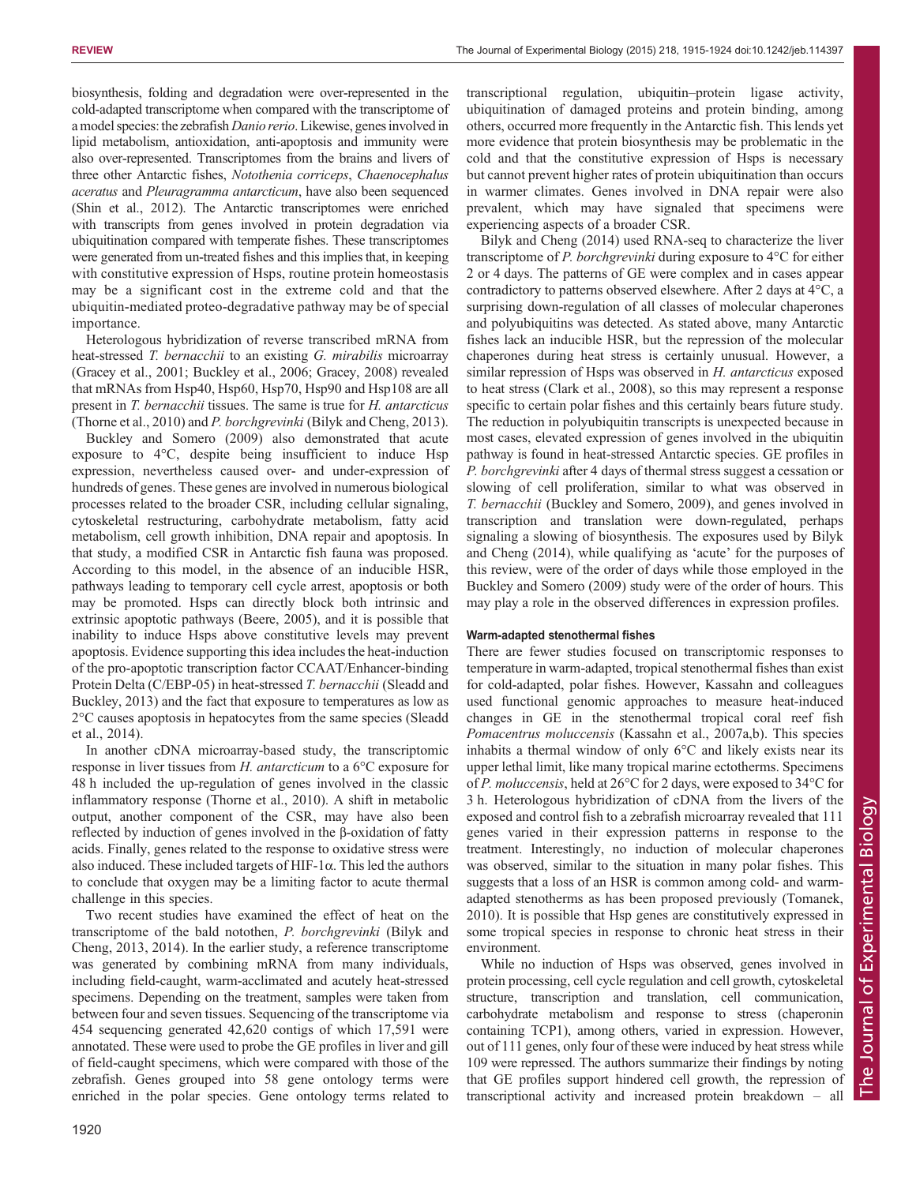biosynthesis, folding and degradation were over-represented in the cold-adapted transcriptome when compared with the transcriptome of a model species: the zebrafish *Danio rerio*. Likewise, genes involved in lipid metabolism, antioxidation, anti-apoptosis and immunity were also over-represented. Transcriptomes from the brains and livers of three other Antarctic fishes, *Notothenia corriceps*, *Chaenocephalus aceratus* and *Pleuragramma antarcticum*, have also been sequenced (Shin et al., 2012). The Antarctic transcriptomes were enriched with transcripts from genes involved in protein degradation via ubiquitination compared with temperate fishes. These transcriptomes were generated from un-treated fishes and this implies that, in keeping with constitutive expression of Hsps, routine protein homeostasis may be a significant cost in the extreme cold and that the ubiquitin-mediated proteo-degradative pathway may be of special importance.

Heterologous hybridization of reverse transcribed mRNA from heat-stressed *T. bernacchii* to an existing *G. mirabilis* microarray (Gracey et al., 2001; Buckley et al., 2006; Gracey, 2008) revealed that mRNAs from Hsp40, Hsp60, Hsp70, Hsp90 and Hsp108 are all present in *T. bernacchii* tissues. The same is true for *H. antarcticus* (Thorne et al., 2010) and *P. borchgrevinki* (Bilyk and Cheng, 2013).

Buckley and Somero (2009) also demonstrated that acute exposure to 4°C, despite being insufficient to induce Hsp expression, nevertheless caused over- and under-expression of hundreds of genes. These genes are involved in numerous biological processes related to the broader CSR, including cellular signaling, cytoskeletal restructuring, carbohydrate metabolism, fatty acid metabolism, cell growth inhibition, DNA repair and apoptosis. In that study, a modified CSR in Antarctic fish fauna was proposed. According to this model, in the absence of an inducible HSR, pathways leading to temporary cell cycle arrest, apoptosis or both may be promoted. Hsps can directly block both intrinsic and extrinsic apoptotic pathways (Beere, 2005), and it is possible that inability to induce Hsps above constitutive levels may prevent apoptosis. Evidence supporting this idea includes the heat-induction of the pro-apoptotic transcription factor CCAAT/Enhancer-binding Protein Delta (C/EBP-05) in heat-stressed *T. bernacchii* (Sleadd and Buckley, 2013) and the fact that exposure to temperatures as low as 2°C causes apoptosis in hepatocytes from the same species (Sleadd et al., 2014).

In another cDNA microarray-based study, the transcriptomic response in liver tissues from *H. antarcticum* to a 6°C exposure for 48 h included the up-regulation of genes involved in the classic inflammatory response (Thorne et al., 2010). A shift in metabolic output, another component of the CSR, may have also been reflected by induction of genes involved in the β-oxidation of fatty acids. Finally, genes related to the response to oxidative stress were also induced. These included targets of HIF-1α. This led the authors to conclude that oxygen may be a limiting factor to acute thermal challenge in this species.

Two recent studies have examined the effect of heat on the transcriptome of the bald notothen, *P. borchgrevinki* (Bilyk and Cheng, 2013, 2014). In the earlier study, a reference transcriptome was generated by combining mRNA from many individuals, including field-caught, warm-acclimated and acutely heat-stressed specimens. Depending on the treatment, samples were taken from between four and seven tissues. Sequencing of the transcriptome via 454 sequencing generated 42,620 contigs of which 17,591 were annotated. These were used to probe the GE profiles in liver and gill of field-caught specimens, which were compared with those of the zebrafish. Genes grouped into 58 gene ontology terms were enriched in the polar species. Gene ontology terms related to transcriptional regulation, ubiquitin–protein ligase activity, ubiquitination of damaged proteins and protein binding, among others, occurred more frequently in the Antarctic fish. This lends yet more evidence that protein biosynthesis may be problematic in the cold and that the constitutive expression of Hsps is necessary but cannot prevent higher rates of protein ubiquitination than occurs in warmer climates. Genes involved in DNA repair were also prevalent, which may have signaled that specimens were experiencing aspects of a broader CSR.

Bilyk and Cheng (2014) used RNA-seq to characterize the liver transcriptome of *P. borchgrevinki* during exposure to 4°C for either 2 or 4 days. The patterns of GE were complex and in cases appear contradictory to patterns observed elsewhere. After 2 days at 4°C, a surprising down-regulation of all classes of molecular chaperones and polyubiquitins was detected. As stated above, many Antarctic fishes lack an inducible HSR, but the repression of the molecular chaperones during heat stress is certainly unusual. However, a similar repression of Hsps was observed in *H. antarcticus* exposed to heat stress (Clark et al., 2008), so this may represent a response specific to certain polar fishes and this certainly bears future study. The reduction in polyubiquitin transcripts is unexpected because in most cases, elevated expression of genes involved in the ubiquitin pathway is found in heat-stressed Antarctic species. GE profiles in *P. borchgrevinki* after 4 days of thermal stress suggest a cessation or slowing of cell proliferation, similar to what was observed in *T. bernacchii* (Buckley and Somero, 2009), and genes involved in transcription and translation were down-regulated, perhaps signaling a slowing of biosynthesis. The exposures used by Bilyk and Cheng (2014), while qualifying as 'acute' for the purposes of this review, were of the order of days while those employed in the Buckley and Somero (2009) study were of the order of hours. This may play a role in the observed differences in expression profiles.

#### Warm-adapted stenothermal fishes

There are fewer studies focused on transcriptomic responses to temperature in warm-adapted, tropical stenothermal fishes than exist for cold-adapted, polar fishes. However, Kassahn and colleagues used functional genomic approaches to measure heat-induced changes in GE in the stenothermal tropical coral reef fish *Pomacentrus moluccensis* (Kassahn et al., 2007a,b). This species inhabits a thermal window of only 6°C and likely exists near its upper lethal limit, like many tropical marine ectotherms. Specimens of *P. moluccensis*, held at 26°C for 2 days, were exposed to 34°C for 3 h. Heterologous hybridization of cDNA from the livers of the exposed and control fish to a zebrafish microarray revealed that 111 genes varied in their expression patterns in response to the treatment. Interestingly, no induction of molecular chaperones was observed, similar to the situation in many polar fishes. This suggests that a loss of an HSR is common among cold- and warm-adapted stenotherms as has been proposed previously (Tomanek, 2010). It is possible that Hsp genes are constitutively expressed in some tropical species in response to chronic heat stress in their environment.

While no induction of Hsps was observed, genes involved in protein processing, cell cycle regulation and cell growth, cytoskeletal structure, transcription and translation, cell communication, carbohydrate metabolism and response to stress (chaperonin containing TCP1), among others, varied in expression. However, out of 111 genes, only four of these were induced by heat stress while 109 were repressed. The authors summarize their findings by noting that GE profiles support hindered cell growth, the repression of transcriptional activity and increased protein breakdown – all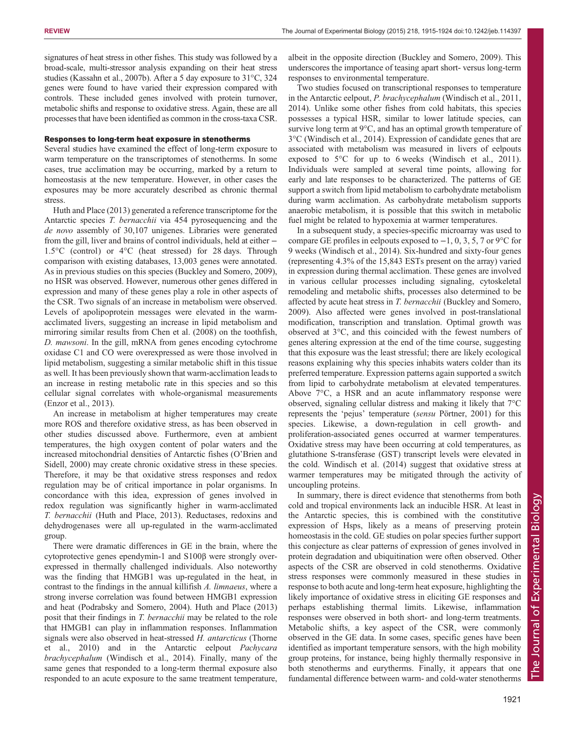signatures of heat stress in other fishes. This study was followed by a broad-scale, multi-stressor analysis expanding on their heat stress studies (Kassahn et al., 2007b). After a 5 day exposure to 31°C, 324 genes were found to have varied their expression compared with controls. These included genes involved with protein turnover, metabolic shifts and response to oxidative stress. Again, these are all processes that have been identified as common in the cross-taxa CSR.

#### Responses to long-term heat exposure in stenotherms

Several studies have examined the effect of long-term exposure to warm temperature on the transcriptomes of stenotherms. In some cases, true acclimation may be occurring, marked by a return to homeostasis at the new temperature. However, in other cases the exposures may be more accurately described as chronic thermal stress.

Huth and Place (2013) generated a reference transcriptome for the Antarctic species *T. bernacchii* via 454 pyrosequencing and the *de novo* assembly of 30,107 unigenes. Libraries were generated from the gill, liver and brains of control individuals, held at either −1.5°C (control) or 4°C (heat stressed) for 28 days. Through comparison with existing databases, 13,003 genes were annotated. As in previous studies on this species (Buckley and Somero, 2009), no HSR was observed. However, numerous other genes differed in expression and many of these genes play a role in other aspects of the CSR. Two signals of an increase in metabolism were observed. Levels of apolipoprotein messages were elevated in the warm-acclimated livers, suggesting an increase in lipid metabolism and mirroring similar results from Chen et al. (2008) on the toothfish, *D. mawsoni*. In the gill, mRNA from genes encoding cytochrome oxidase C1 and CO were overexpressed as were those involved in lipid metabolism, suggesting a similar metabolic shift in this tissue as well. It has been previously shown that warm-acclimation leads to an increase in resting metabolic rate in this species and so this cellular signal correlates with whole-organismal measurements (Enzor et al., 2013).

An increase in metabolism at higher temperatures may create more ROS and therefore oxidative stress, as has been observed in other studies discussed above. Furthermore, even at ambient temperatures, the high oxygen content of polar waters and the increased mitochondrial densities of Antarctic fishes (O'Brien and Sidell, 2000) may create chronic oxidative stress in these species. Therefore, it may be that oxidative stress responses and redox regulation may be of critical importance in polar organisms. In concordance with this idea, expression of genes involved in redox regulation was significantly higher in warm-acclimated *T. bernacchii* (Huth and Place, 2013). Reductases, redoxins and dehydrogenases were all up-regulated in the warm-acclimated group.

There were dramatic differences in GE in the brain, where the cytoprotective genes ependymin-1 and S100β were strongly over-expressed in thermally challenged individuals. Also noteworthy was the finding that HMGB1 was up-regulated in the heat, in contrast to the findings in the annual killifish *A. limnaeus*, where a strong inverse correlation was found between HMGB1 expression and heat (Podrabsky and Somero, 2004). Huth and Place (2013) posit that their findings in *T. bernacchii* may be related to the role that HMGB1 can play in inflammation responses. Inflammation signals were also observed in heat-stressed *H. antarcticus* (Thorne et al., 2010) and in the Antarctic eelpout *Pachycara brachycephalum* (Windisch et al., 2014). Finally, many of the same genes that responded to a long-term thermal exposure also responded to an acute exposure to the same treatment temperature, albeit in the opposite direction (Buckley and Somero, 2009). This underscores the importance of teasing apart short- versus long-term responses to environmental temperature.

Two studies focused on transcriptional responses to temperature in the Antarctic eelpout, *P. brachycephalum* (Windisch et al., 2011, 2014). Unlike some other fishes from cold habitats, this species possesses a typical HSR, similar to lower latitude species, can survive long term at 9°C, and has an optimal growth temperature of 3°C (Windisch et al., 2014). Expression of candidate genes that are associated with metabolism was measured in livers of eelpouts exposed to 5°C for up to 6 weeks (Windisch et al., 2011). Individuals were sampled at several time points, allowing for early and late responses to be characterized. The patterns of GE support a switch from lipid metabolism to carbohydrate metabolism during warm acclimation. As carbohydrate metabolism supports anaerobic metabolism, it is possible that this switch in metabolic fuel might be related to hypoxemia at warmer temperatures.

In a subsequent study, a species-specific microarray was used to compare GE profiles in eelpouts exposed to −1, 0, 3, 5, 7 or 9°C for 9 weeks (Windisch et al., 2014). Six-hundred and sixty-four genes (representing 4.3% of the 15,843 ESTs present on the array) varied in expression during thermal acclimation. These genes are involved in various cellular processes including signaling, cytoskeletal remodeling and metabolic shifts, processes also determined to be affected by acute heat stress in *T. bernacchii* (Buckley and Somero, 2009). Also affected were genes involved in post-translational modification, transcription and translation. Optimal growth was observed at 3°C, and this coincided with the fewest numbers of genes altering expression at the end of the time course, suggesting that this exposure was the least stressful; there are likely ecological reasons explaining why this species inhabits waters colder than its preferred temperature. Expression patterns again supported a switch from lipid to carbohydrate metabolism at elevated temperatures. Above 7°C, a HSR and an acute inflammatory response were observed, signaling cellular distress and making it likely that 7°C represents the 'pejus' temperature (*sensu* Pörtner, 2001) for this species. Likewise, a down-regulation in cell growth- and proliferation-associated genes occurred at warmer temperatures. Oxidative stress may have been occurring at cold temperatures, as glutathione S-transferase (GST) transcript levels were elevated in the cold. Windisch et al. (2014) suggest that oxidative stress at warmer temperatures may be mitigated through the activity of uncoupling proteins.

In summary, there is direct evidence that stenotherms from both cold and tropical environments lack an inducible HSR. At least in the Antarctic species, this is combined with the constitutive expression of Hsps, likely as a means of preserving protein homeostasis in the cold. GE studies on polar species further support this conjecture as clear patterns of expression of genes involved in protein degradation and ubiquitination were often observed. Other aspects of the CSR are observed in cold stenotherms. Oxidative stress responses were commonly measured in these studies in response to both acute and long-term heat exposure, highlighting the likely importance of oxidative stress in eliciting GE responses and perhaps establishing thermal limits. Likewise, inflammation responses were observed in both short- and long-term treatments. Metabolic shifts, a key aspect of the CSR, were commonly observed in the GE data. In some cases, specific genes have been identified as important temperature sensors, with the high mobility group proteins, for instance, being highly thermally responsive in both stenotherms and eurytherms. Finally, it appears that one fundamental difference between warm- and cold-water stenotherms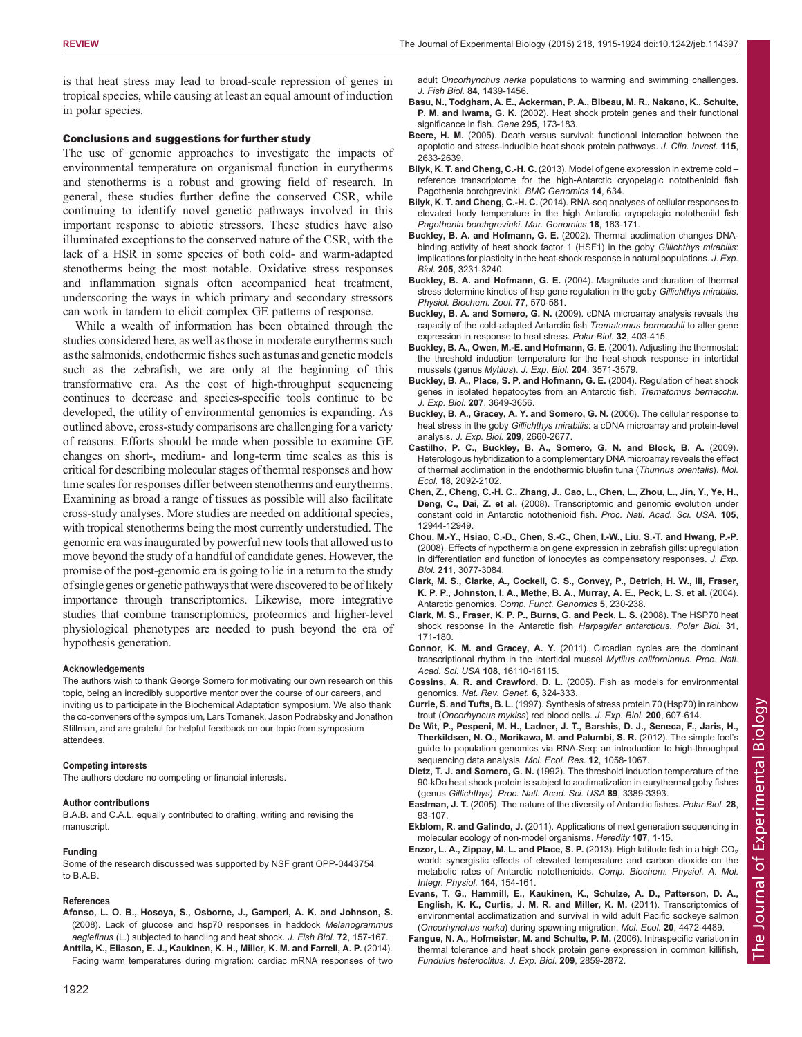is that heat stress may lead to broad-scale repression of genes in tropical species, while causing at least an equal amount of induction in polar species.

## Conclusions and suggestions for further study

The use of genomic approaches to investigate the impacts of environmental temperature on organismal function in eurytherms and stenotherms is a robust and growing field of research. In general, these studies further define the conserved CSR, while continuing to identify novel genetic pathways involved in this important response to abiotic stressors. These studies have also illuminated exceptions to the conserved nature of the CSR, with the lack of a HSR in some species of both cold- and warm-adapted stenotherms being the most notable. Oxidative stress responses and inflammation signals often accompanied heat treatment, underscoring the ways in which primary and secondary stressors can work in tandem to elicit complex GE patterns of response.

While a wealth of information has been obtained through the studies considered here, as well as those in moderate eurytherms such as the salmonids, endothermic fishes such as tunas and genetic models such as the zebrafish, we are only at the beginning of this transformative era. As the cost of high-throughput sequencing continues to decrease and species-specific tools continue to be developed, the utility of environmental genomics is expanding. As outlined above, cross-study comparisons are challenging for a variety of reasons. Efforts should be made when possible to examine GE changes on short-, medium- and long-term time scales as this is critical for describing molecular stages of thermal responses and how time scales for responses differ between stenotherms and eurytherms. Examining as broad a range of tissues as possible will also facilitate cross-study analyses. More studies are needed on additional species, with tropical stenotherms being the most currently understudied. The genomic era was inaugurated by powerful new tools that allowed us to move beyond the study of a handful of candidate genes. However, the promise of the post-genomic era is going to lie in a return to the study of single genes or genetic pathways that were discovered to be of likely importance through transcriptomics. Likewise, more integrative studies that combine transcriptomics, proteomics and higher-level physiological phenotypes are needed to push beyond the era of hypothesis generation.

#### Acknowledgements

The authors wish to thank George Somero for motivating our own research on this topic, being an incredibly supportive mentor over the course of our careers, and inviting us to participate in the Biochemical Adaptation symposium. We also thank the co-conveners of the symposium, Lars Tomanek, Jason Podrabsky and Jonathon Stillman, and are grateful for helpful feedback on our topic from symposium attendees.

#### Competing interests

The authors declare no competing or financial interests.

#### Author contributions

B.A.B. and C.A.L. equally contributed to drafting, writing and revising the manuscript.

#### Funding

Some of the research discussed was supported by NSF grant OPP-0443754 to B.A.B.

#### References

**Afonso, L. O. B., Hosoya, S., Osborne, J., Gamperl, A. K. and Johnson, S.** (2008). Lack of glucose and hsp70 responses in haddock *Melanogrammus aeglefinus* (L.) subjected to handling and heat shock. *J. Fish Biol.* **72**, 157-167.

**Anttila, K., Eliason, E. J., Kaukinen, K. H., Miller, K. M. and Farrell, A. P.** (2014). Facing warm temperatures during migration: cardiac mRNA responses of two adult *Oncorhynchus nerka* populations to warming and swimming challenges. *J. Fish Biol.* **84**, 1439-1456.

**Basu, N., Todgham, A. E., Ackerman, P. A., Bibeau, M. R., Nakano, K., Schulte, P. M. and Iwama, G. K.** (2002). Heat shock protein genes and their functional significance in fish. *Gene* **295**, 173-183.

**Beere, H. M.** (2005). Death versus survival: functional interaction between the apoptotic and stress-inducible heat shock protein pathways. *J. Clin. Invest.* **115**, 2633-2639.

**Bilyk, K. T. and Cheng, C.-H. C.** (2013). Model of gene expression in extreme cold – reference transcriptome for the high-Antarctic cryopelagic notothenioid fish Pagothenia borchgrevinki. *BMC Genomics* **14**, 634.

**Bilyk, K. T. and Cheng, C.-H. C.** (2014). RNA-seq analyses of cellular responses to elevated body temperature in the high Antarctic cryopelagic nototheniid fish *Pagothenia borchgrevinki*. *Mar. Genomics* **18**, 163-171.

**Buckley, B. A. and Hofmann, G. E.** (2002). Thermal acclimation changes DNA-binding activity of heat shock factor 1 (HSF1) in the goby *Gillichthys mirabilis*: implications for plasticity in the heat-shock response in natural populations. *J. Exp. Biol.* **205**, 3231-3240.

**Buckley, B. A. and Hofmann, G. E.** (2004). Magnitude and duration of thermal stress determine kinetics of hsp gene regulation in the goby *Gillichthys mirabilis*. *Physiol. Biochem. Zool.* **77**, 570-581.

**Buckley, B. A. and Somero, G. N.** (2009). cDNA microarray analysis reveals the capacity of the cold-adapted Antarctic fish *Trematomus bernacchii* to alter gene expression in response to heat stress. *Polar Biol.* **32**, 403-415.

**Buckley, B. A., Owen, M.-E. and Hofmann, G. E.** (2001). Adjusting the thermostat: the threshold induction temperature for the heat-shock response in intertidal mussels (genus *Mytilus*). *J. Exp. Biol.* **204**, 3571-3579.

**Buckley, B. A., Place, S. P. and Hofmann, G. E.** (2004). Regulation of heat shock genes in isolated hepatocytes from an Antarctic fish, *Trematomus bernacchii*. *J. Exp. Biol.* **207**, 3649-3656.

**Buckley, B. A., Gracey, A. Y. and Somero, G. N.** (2006). The cellular response to heat stress in the goby *Gillichthys mirabilis*: a cDNA microarray and protein-level analysis. *J. Exp. Biol.* **209**, 2660-2677.

**Castilho, P. C., Buckley, B. A., Somero, G. N. and Block, B. A.** (2009). Heterologous hybridization to a complementary DNA microarray reveals the effect of thermal acclimation in the endothermic bluefin tuna (*Thunnus orientalis*). *Mol. Ecol.* **18**, 2092-2102.

**Chen, Z., Cheng, C.-H. C., Zhang, J., Cao, L., Chen, L., Zhou, L., Jin, Y., Ye, H., Deng, C., Dai, Z. et al.** (2008). Transcriptomic and genomic evolution under constant cold in Antarctic notothenioid fish. *Proc. Natl. Acad. Sci. USA.* **105**, 12944-12949.

**Chou, M.-Y., Hsiao, C.-D., Chen, S.-C., Chen, I.-W., Liu, S.-T. and Hwang, P.-P.** (2008). Effects of hypothermia on gene expression in zebrafish gills: upregulation in differentiation and function of ionocytes as compensatory responses. *J. Exp. Biol.* **211**, 3077-3084.

**Clark, M. S., Clarke, A., Cockell, C. S., Convey, P., Detrich, H. W., III, Fraser, K. P. P., Johnston, I. A., Methe, B. A., Murray, A. E., Peck, L. S. et al.** (2004). Antarctic genomics. *Comp. Funct. Genomics* **5**, 230-238.

**Clark, M. S., Fraser, K. P. P., Burns, G. and Peck, L. S.** (2008). The HSP70 heat shock response in the Antarctic fish *Harpagifer antarcticus*. *Polar Biol.* **31**, 171-180.

**Connor, K. M. and Gracey, A. Y.** (2011). Circadian cycles are the dominant transcriptional rhythm in the intertidal mussel *Mytilus californianus*. *Proc. Natl. Acad. Sci. USA* **108**, 16110-16115.

**Cossins, A. R. and Crawford, D. L.** (2005). Fish as models for environmental genomics. *Nat. Rev. Genet.* **6**, 324-333.

**Currie, S. and Tufts, B. L.** (1997). Synthesis of stress protein 70 (Hsp70) in rainbow trout (*Oncorhyncus mykiss*) red blood cells. *J. Exp. Biol.* **200**, 607-614.

**De Wit, P., Pespeni, M. H., Ladner, J. T., Barshis, D. J., Seneca, F., Jaris, H., Therkildsen, N. O., Morikawa, M. and Palumbi, S. R.** (2012). The simple fool's guide to population genomics via RNA-Seq: an introduction to high-throughput sequencing data analysis. *Mol. Ecol. Res.* **12**, 1058-1067.

**Dietz, T. J. and Somero, G. N.** (1992). The threshold induction temperature of the 90-kDa heat shock protein is subject to acclimatization in eurythermal goby fishes (genus *Gillichthys*). *Proc. Natl. Acad. Sci. USA* **89**, 3389-3393.

**Eastman, J. T.** (2005). The nature of the diversity of Antarctic fishes. *Polar Biol.* **28**, 93-107.

**Ekblom, R. and Galindo, J.** (2011). Applications of next generation sequencing in molecular ecology of non-model organisms. *Heredity* **107**, 1-15.

**Enzor, L. A., Zippay, M. L. and Place, S. P.** (2013). High latitude fish in a high $CO_2$ world: synergistic effects of elevated temperature and carbon dioxide on the metabolic rates of Antarctic notothenioids. *Comp. Biochem. Physiol. A. Mol. Integr. Physiol.* **164**, 154-161.

**Evans, T. G., Hammill, E., Kaukinen, K., Schulze, A. D., Patterson, D. A., English, K. K., Curtis, J. M. R. and Miller, K. M.** (2011). Transcriptomics of environmental acclimatization and survival in wild adult Pacific sockeye salmon (*Oncorhynchus nerka*) during spawning migration. *Mol. Ecol.* **20**, 4472-4489.

**Fangue, N. A., Hofmeister, M. and Schulte, P. M.** (2006). Intraspecific variation in thermal tolerance and heat shock protein gene expression in common killifish, *Fundulus heteroclitus*. *J. Exp. Biol.* **209**, 2859-2872.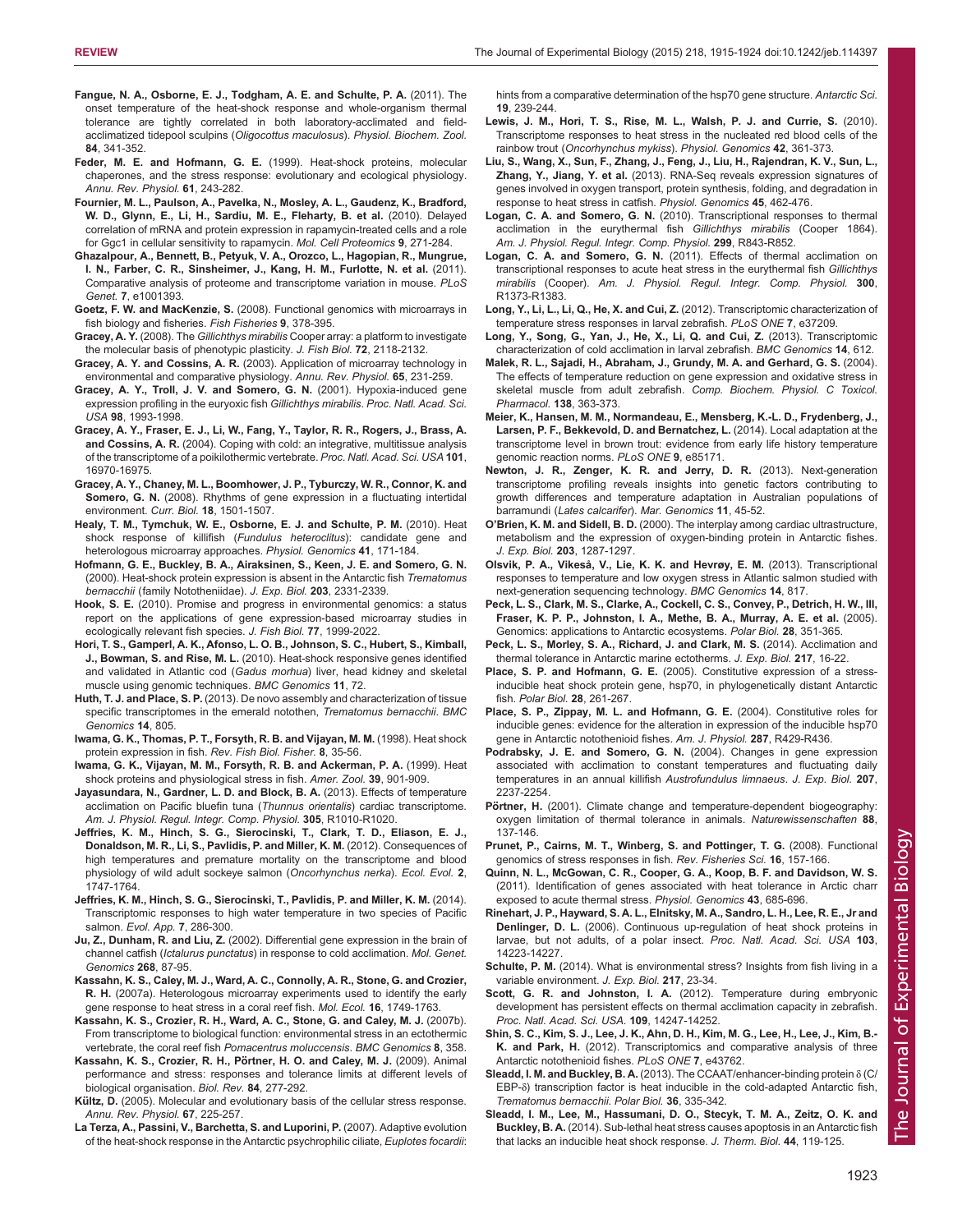**Fangue, N. A., Osborne, E. J., Todgham, A. E. and Schulte, P. A.** (2011). The onset temperature of the heat-shock response and whole-organism thermal tolerance are tightly correlated in both laboratory-acclimated and field-acclimatized tidepool sculpins (*Oligocottus maculosus*). *Physiol. Biochem. Zool.* **84**, 341-352.

**Feder, M. E. and Hofmann, G. E.** (1999). Heat-shock proteins, molecular chaperones, and the stress response: evolutionary and ecological physiology. *Annu. Rev. Physiol.* **61**, 243-282.

**Fournier, M. L., Paulson, A., Pavelka, N., Mosley, A. L., Gaudenz, K., Bradford, W. D., Glynn, E., Li, H., Sardiu, M. E., Fleharty, B. et al.** (2010). Delayed correlation of mRNA and protein expression in rapamycin-treated cells and a role for Ggc1 in cellular sensitivity to rapamycin. *Mol. Cell Proteomics* **9**, 271-284.

**Ghazalpour, A., Bennett, B., Petyuk, V. A., Orozco, L., Hagopian, R., Mungrue, I. N., Farber, C. R., Sinsheimer, J., Kang, H. M., Furlotte, N. et al.** (2011). Comparative analysis of proteome and transcriptome variation in mouse. *PLoS Genet.* **7**, e1001393.

**Goetz, F. W. and MacKenzie, S.** (2008). Functional genomics with microarrays in fish biology and fisheries. *Fish Fisheries* **9**, 378-395.

**Gracey, A. Y.** (2008). The *Gillichthys mirabilis* Cooper array: a platform to investigate the molecular basis of phenotypic plasticity. *J. Fish Biol.* **72**, 2118-2132.

**Gracey, A. Y. and Cossins, A. R.** (2003). Application of microarray technology in environmental and comparative physiology. *Annu. Rev. Physiol.* **65**, 231-259.

**Gracey, A. Y., Troll, J. V. and Somero, G. N.** (2001). Hypoxia-induced gene expression profiling in the euryoxic fish *Gillichthys mirabilis*. *Proc. Natl. Acad. Sci. USA* **98**, 1993-1998.

**Gracey, A. Y., Fraser, E. J., Li, W., Fang, Y., Taylor, R. R., Rogers, J., Brass, A. and Cossins, A. R.** (2004). Coping with cold: an integrative, multitissue analysis of the transcriptome of a poikilothermic vertebrate. *Proc. Natl. Acad. Sci. USA* **101**, 16970-16975.

**Gracey, A. Y., Chaney, M. L., Boomhower, J. P., Tyburczy, W. R., Connor, K. and Somero, G. N.** (2008). Rhythms of gene expression in a fluctuating intertidal environment. *Curr. Biol.* **18**, 1501-1507.

**Healy, T. M., Tymchuk, W. E., Osborne, E. J. and Schulte, P. M.** (2010). Heat shock response of killifish (*Fundulus heteroclitus*): candidate gene and heterologous microarray approaches. *Physiol. Genomics* **41**, 171-184.

**Hofmann, G. E., Buckley, B. A., Airaksinen, S., Keen, J. E. and Somero, G. N.** (2000). Heat-shock protein expression is absent in the Antarctic fish *Trematomus bernacchii* (family Nototheniidae). *J. Exp. Biol.* **203**, 2331-2339.

**Hook, S. E.** (2010). Promise and progress in environmental genomics: a status report on the applications of gene expression-based microarray studies in ecologically relevant fish species. *J. Fish Biol.* **77**, 1999-2022.

**Hori, T. S., Gamperl, A. K., Afonso, L. O. B., Johnson, S. C., Hubert, S., Kimball, J., Bowman, S. and Rise, M. L.** (2010). Heat-shock responsive genes identified and validated in Atlantic cod (*Gadus morhua*) liver, head kidney and skeletal muscle using genomic techniques. *BMC Genomics* **11**, 72.

**Huth, T. J. and Place, S. P.** (2013). De novo assembly and characterization of tissue specific transcriptomes in the emerald notothen, *Trematomus bernacchii*. *BMC Genomics* **14**, 805.

**Iwama, G. K., Thomas, P. T., Forsyth, R. B. and Vijayan, M. M.** (1998). Heat shock protein expression in fish. *Rev. Fish Biol. Fisher.* **8**, 35-56.

**Iwama, G. K., Vijayan, M. M., Forsyth, R. B. and Ackerman, P. A.** (1999). Heat shock proteins and physiological stress in fish. *Amer. Zool.* **39**, 901-909.

**Jayasundara, N., Gardner, L. D. and Block, B. A.** (2013). Effects of temperature acclimation on Pacific bluefin tuna (*Thunnus orientalis*) cardiac transcriptome. *Am. J. Physiol. Regul. Integr. Comp. Physiol.* **305**, R1010-R1020.

**Jeffries, K. M., Hinch, S. G., Sierocinski, T., Clark, T. D., Eliason, E. J., Donaldson, M. R., Li, S., Pavlidis, P. and Miller, K. M.** (2012). Consequences of high temperatures and premature mortality on the transcriptome and blood physiology of wild adult sockeye salmon (*Oncorhynchus nerka*). *Ecol. Evol.* **2**, 1747-1764.

**Jeffries, K. M., Hinch, S. G., Sierocinski, T., Pavlidis, P. and Miller, K. M.** (2014). Transcriptomic responses to high water temperature in two species of Pacific salmon. *Evol. App.* **7**, 286-300.

**Ju, Z., Dunham, R. and Liu, Z.** (2002). Differential gene expression in the brain of channel catfish (*Ictalurus punctatus*) in response to cold acclimation. *Mol. Genet. Genomics* **268**, 87-95.

**Kassahn, K. S., Caley, M. J., Ward, A. C., Connolly, A. R., Stone, G. and Crozier, R. H.** (2007a). Heterologous microarray experiments used to identify the early gene response to heat stress in a coral reef fish. *Mol. Ecol.* **16**, 1749-1763.

**Kassahn, K. S., Crozier, R. H., Ward, A. C., Stone, G. and Caley, M. J.** (2007b). From transcriptome to biological function: environmental stress in an ectothermic vertebrate, the coral reef fish *Pomacentrus moluccensis*. *BMC Genomics* **8**, 358.

**Kassahn, K. S., Crozier, R. H., Pörtner, H. O. and Caley, M. J.** (2009). Animal performance and stress: responses and tolerance limits at different levels of biological organisation. *Biol. Rev.* **84**, 277-292.

**Kültz, D.** (2005). Molecular and evolutionary basis of the cellular stress response. *Annu. Rev. Physiol.* **67**, 225-257.

**La Terza, A., Passini, V., Barchetta, S. and Luporini, P.** (2007). Adaptive evolution of the heat-shock response in the Antarctic psychrophilic ciliate, *Euplotes focardii*: hints from a comparative determination of the hsp70 gene structure. *Antarctic Sci.* **19**, 239-244.

**Lewis, J. M., Hori, T. S., Rise, M. L., Walsh, P. J. and Currie, S.** (2010). Transcriptome responses to heat stress in the nucleated red blood cells of the rainbow trout (*Oncorhynchus mykiss*). *Physiol. Genomics* **42**, 361-373.

**Liu, S., Wang, X., Sun, F., Zhang, J., Feng, J., Liu, H., Rajendran, K. V., Sun, L., Zhang, Y., Jiang, Y. et al.** (2013). RNA-Seq reveals expression signatures of genes involved in oxygen transport, protein synthesis, folding, and degradation in response to heat stress in catfish. *Physiol. Genomics* **45**, 462-476.

**Logan, C. A. and Somero, G. N.** (2010). Transcriptional responses to thermal acclimation in the eurythermal fish *Gillichthys mirabilis* (Cooper 1864). *Am. J. Physiol. Regul. Integr. Comp. Physiol.* **299**, R843-R852.

**Logan, C. A. and Somero, G. N.** (2011). Effects of thermal acclimation on transcriptional responses to acute heat stress in the eurythermal fish *Gillichthys mirabilis* (Cooper). *Am. J. Physiol. Regul. Integr. Comp. Physiol.* **300**, R1373-R1383.

**Long, Y., Li, L., Li, Q., He, X. and Cui, Z.** (2012). Transcriptomic characterization of temperature stress responses in larval zebrafish. *PLoS ONE* **7**, e37209.

**Long, Y., Song, G., Yan, J., He, X., Li, Q. and Cui, Z.** (2013). Transcriptomic characterization of cold acclimation in larval zebrafish. *BMC Genomics* **14**, 612.

**Malek, R. L., Sajadi, H., Abraham, J., Grundy, M. A. and Gerhard, G. S.** (2004). The effects of temperature reduction on gene expression and oxidative stress in skeletal muscle from adult zebrafish. *Comp. Biochem. Physiol. C Toxicol. Pharmacol.* **138**, 363-373.

**Meier, K., Hansen, M. M., Normandeau, E., Mensberg, K.-L. D., Frydenberg, J., Larsen, P. F., Bekkevold, D. and Bernatchez, L.** (2014). Local adaptation at the transcriptome level in brown trout: evidence from early life history temperature genomic reaction norms. *PLoS ONE* **9**, e85171.

**Newton, J. R., Zenger, K. R. and Jerry, D. R.** (2013). Next-generation transcriptome profiling reveals insights into genetic factors contributing to growth differences and temperature adaptation in Australian populations of barramundi (*Lates calcarifer*). *Mar. Genomics* **11**, 45-52.

**O'Brien, K. M. and Sidell, B. D.** (2000). The interplay among cardiac ultrastructure, metabolism and the expression of oxygen-binding protein in Antarctic fishes. *J. Exp. Biol.* **203**, 1287-1297.

**Olsvik, P. A., Vikeså, V., Lie, K. K. and Hevrøy, E. M.** (2013). Transcriptional responses to temperature and low oxygen stress in Atlantic salmon studied with next-generation sequencing technology. *BMC Genomics* **14**, 817.

**Peck, L. S., Clark, M. S., Clarke, A., Cockell, C. S., Convey, P., Detrich, H. W., III, Fraser, K. P. P., Johnston, I. A., Methe, B. A., Murray, A. E. et al.** (2005). Genomics: applications to Antarctic ecosystems. *Polar Biol.* **28**, 351-365.

**Peck, L. S., Morley, S. A., Richard, J. and Clark, M. S.** (2014). Acclimation and thermal tolerance in Antarctic marine ectotherms. *J. Exp. Biol.* **217**, 16-22.

**Place, S. P. and Hofmann, G. E.** (2005). Constitutive expression of a stress-inducible heat shock protein gene, hsp70, in phylogenetically distant Antarctic fish. *Polar Biol.* **28**, 261-267.

**Place, S. P., Zippay, M. L. and Hofmann, G. E.** (2004). Constitutive roles for inducible genes: evidence for the alteration in expression of the inducible hsp70 gene in Antarctic notothenioid fishes. *Am. J. Physiol.* **287**, R429-R436.

**Podrabsky, J. E. and Somero, G. N.** (2004). Changes in gene expression associated with acclimation to constant temperatures and fluctuating daily temperatures in an annual killifish *Austrofundulus limnaeus*. *J. Exp. Biol.* **207**, 2237-2254.

**Pörtner, H.** (2001). Climate change and temperature-dependent biogeography: oxygen limitation of thermal tolerance in animals. *Naturewissenschaften* **88**, 137-146.

**Prunet, P., Cairns, M. T., Winberg, S. and Pottinger, T. G.** (2008). Functional genomics of stress responses in fish. *Rev. Fisheries Sci.* **16**, 157-166.

**Quinn, N. L., McGowan, C. R., Cooper, G. A., Koop, B. F. and Davidson, W. S.** (2011). Identification of genes associated with heat tolerance in Arctic charr exposed to acute thermal stress. *Physiol. Genomics* **43**, 685-696.

**Rinehart, J. P., Hayward, S. A. L., Elnitsky, M. A., Sandro, L. H., Lee, R. E., Jr and Denlinger, D. L.** (2006). Continuous up-regulation of heat shock proteins in larvae, but not adults, of a polar insect. *Proc. Natl. Acad. Sci. USA* **103**, 14223-14227.

**Schulte, P. M.** (2014). What is environmental stress? Insights from fish living in a variable environment. *J. Exp. Biol.* **217**, 23-34.

**Scott, G. R. and Johnston, I. A.** (2012). Temperature during embryonic development has persistent effects on thermal acclimation capacity in zebrafish. *Proc. Natl. Acad. Sci. USA.* **109**, 14247-14252.

**Shin, S. C., Kim, S. J., Lee, J. K., Ahn, D. H., Kim, M. G., Lee, H., Lee, J., Kim, B.-K. and Park, H.** (2012). Transcriptomics and comparative analysis of three Antarctic notothenioid fishes. *PLoS ONE* **7**, e43762.

**Sleadd, I. M. and Buckley, B. A.** (2013). The CCAAT/enhancer-binding protein δ (C/EBP-δ) transcription factor is heat inducible in the cold-adapted Antarctic fish, *Trematomus bernacchii*. *Polar Biol.* **36**, 335-342.

**Sleadd, I. M., Lee, M., Hassumani, D. O., Stecyk, T. M. A., Zeitz, O. K. and Buckley, B. A.** (2014). Sub-lethal heat stress causes apoptosis in an Antarctic fish that lacks an inducible heat shock response. *J. Therm. Biol.* **44**, 119-125.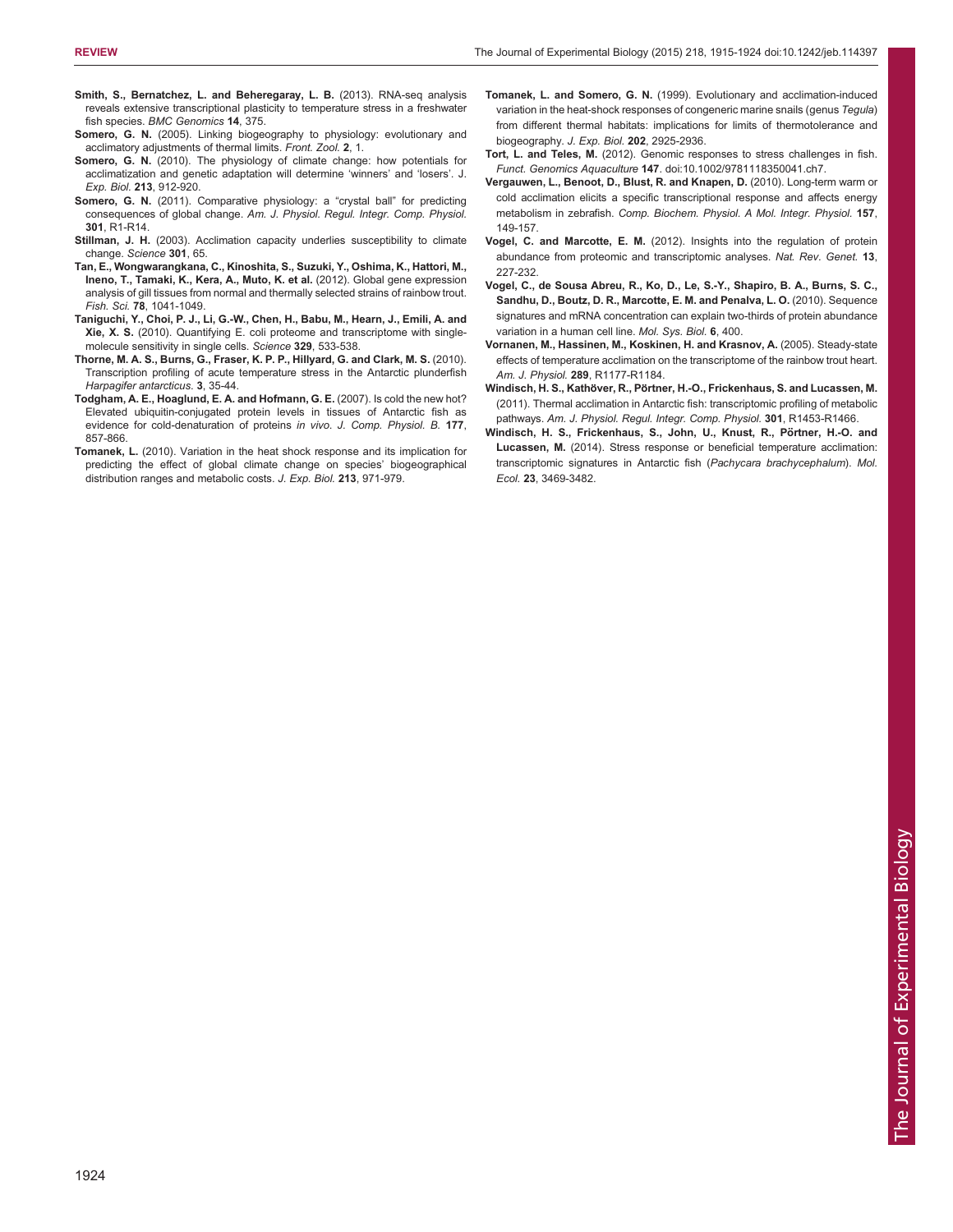**Smith, S., Bernatchez, L. and Beheregaray, L. B.** (2013). RNA-seq analysis reveals extensive transcriptional plasticity to temperature stress in a freshwater fish species. *BMC Genomics* **14**, 375.

**Somero, G. N.** (2005). Linking biogeography to physiology: evolutionary and acclimatory adjustments of thermal limits. *Front. Zool.* **2**, 1.

**Somero, G. N.** (2010). The physiology of climate change: how potentials for acclimatization and genetic adaptation will determine 'winners' and 'losers'. *J. Exp. Biol.* **213**, 912-920.

**Somero, G. N.** (2011). Comparative physiology: a "crystal ball" for predicting consequences of global change. *Am. J. Physiol. Regul. Integr. Comp. Physiol.* **301**, R1-R14.

**Stillman, J. H.** (2003). Acclimation capacity underlies susceptibility to climate change. *Science* **301**, 65.

**Tan, E., Wongwarangkana, C., Kinoshita, S., Suzuki, Y., Oshima, K., Hattori, M., Ineno, T., Tamaki, K., Kera, A., Muto, K. et al.** (2012). Global gene expression analysis of gill tissues from normal and thermally selected strains of rainbow trout. *Fish. Sci.* **78**, 1041-1049.

**Taniguchi, Y., Choi, P. J., Li, G.-W., Chen, H., Babu, M., Hearn, J., Emili, A. and Xie, X. S.** (2010). Quantifying E. coli proteome and transcriptome with single-molecule sensitivity in single cells. *Science* **329**, 533-538.

**Thorne, M. A. S., Burns, G., Fraser, K. P. P., Hillyard, G. and Clark, M. S.** (2010). Transcription profiling of acute temperature stress in the Antarctic plunderfish *Harpagifer antarcticus*. **3**, 35-44.

**Todgham, A. E., Hoaglund, E. A. and Hofmann, G. E.** (2007). Is cold the new hot? Elevated ubiquitin-conjugated protein levels in tissues of Antarctic fish as evidence for cold-denaturation of proteins *in vivo*. *J. Comp. Physiol. B.* **177**, 857-866.

**Tomanek, L.** (2010). Variation in the heat shock response and its implication for predicting the effect of global climate change on species' biogeographical distribution ranges and metabolic costs. *J. Exp. Biol.* **213**, 971-979.

**Tomanek, L. and Somero, G. N.** (1999). Evolutionary and acclimation-induced variation in the heat-shock responses of congeneric marine snails (genus *Tegula*) from different thermal habitats: implications for limits of thermotolerance and biogeography. *J. Exp. Biol.* **202**, 2925-2936.

**Tort, L. and Teles, M.** (2012). Genomic responses to stress challenges in fish. *Funct. Genomics Aquaculture* **147**. doi:10.1002/9781118350041.ch7.

**Vergauwen, L., Benoot, D., Blust, R. and Knapen, D.** (2010). Long-term warm or cold acclimation elicits a specific transcriptional response and affects energy metabolism in zebrafish. *Comp. Biochem. Physiol. A Mol. Integr. Physiol.* **157**, 149-157.

**Vogel, C. and Marcotte, E. M.** (2012). Insights into the regulation of protein abundance from proteomic and transcriptomic analyses. *Nat. Rev. Genet.* **13**, 227-232.

**Vogel, C., de Sousa Abreu, R., Ko, D., Le, S.-Y., Shapiro, B. A., Burns, S. C., Sandhu, D., Boutz, D. R., Marcotte, E. M. and Penalva, L. O.** (2010). Sequence signatures and mRNA concentration can explain two-thirds of protein abundance variation in a human cell line. *Mol. Sys. Biol.* **6**, 400.

**Vornanen, M., Hassinen, M., Koskinen, H. and Krasnov, A.** (2005). Steady-state effects of temperature acclimation on the transcriptome of the rainbow trout heart. *Am. J. Physiol.* **289**, R1177-R1184.

**Windisch, H. S., Kathöver, R., Pörtner, H.-O., Frickenhaus, S. and Lucassen, M.** (2011). Thermal acclimation in Antarctic fish: transcriptomic profiling of metabolic pathways. *Am. J. Physiol. Regul. Integr. Comp. Physiol.* **301**, R1453-R1466.

**Windisch, H. S., Frickenhaus, S., John, U., Knust, R., Pörtner, H.-O. and Lucassen, M.** (2014). Stress response or beneficial temperature acclimation: transcriptomic signatures in Antarctic fish (*Pachycara brachycephalum*). *Mol. Ecol.* **23**, 3469-3482.